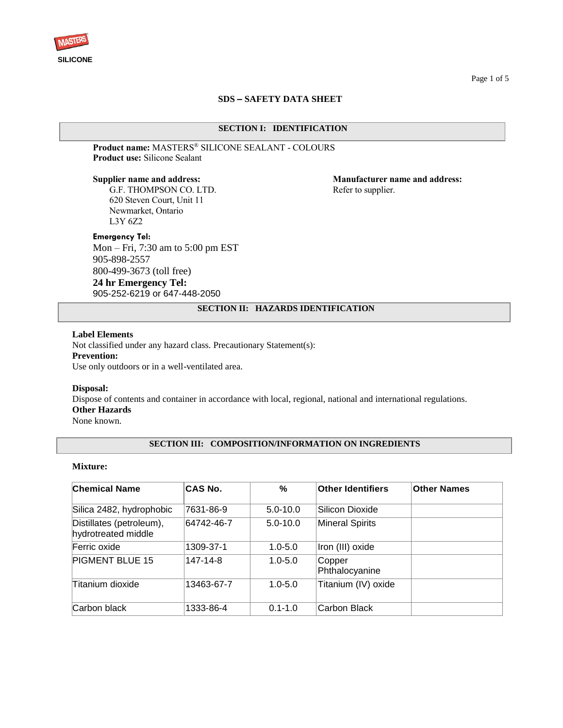SILICONE

# SDS – SAFETY DATA SHEET

## SECTION I: IDENTIFICATION

**Product name:** MASTERS® SILICONE SEALANT - COLOURS
**Product use:** Silicone Sealant

**Supplier name and address:**
G.F. THOMPSON CO. LTD.
620 Steven Court, Unit 11
Newmarket, Ontario
L3Y 6Z2

**Manufacturer name and address:**
Refer to supplier.

**Emergency Tel:**
Mon – Fri, 7:30 am to 5:00 pm EST
905-898-2557
800-499-3673 (toll free)
**24 hr Emergency Tel:**
905-252-6219 or 647-448-2050

## SECTION II: HAZARDS IDENTIFICATION

**Label Elements**
Not classified under any hazard class. Precautionary Statement(s):
**Prevention:**
Use only outdoors or in a well-ventilated area.

**Disposal:**
Dispose of contents and container in accordance with local, regional, national and international regulations.
**Other Hazards**
None known.

## SECTION III: COMPOSITION/INFORMATION ON INGREDIENTS

**Mixture:**

| Chemical Name | CAS No. | % | Other Identifiers | Other Names |
|---|---|---|---|---|
| Silica 2482, hydrophobic | 7631-86-9 | 5.0-10.0 | Silicon Dioxide | |
| Distillates (petroleum), hydrotreated middle | 64742-46-7 | 5.0-10.0 | Mineral Spirits | |
| Ferric oxide | 1309-37-1 | 1.0-5.0 | Iron (III) oxide | |
| PIGMENT BLUE 15 | 147-14-8 | 1.0-5.0 | Copper Phthalocyanine | |
| Titanium dioxide | 13463-67-7 | 1.0-5.0 | Titanium (IV) oxide | |
| Carbon black | 1333-86-4 | 0.1-1.0 | Carbon Black | |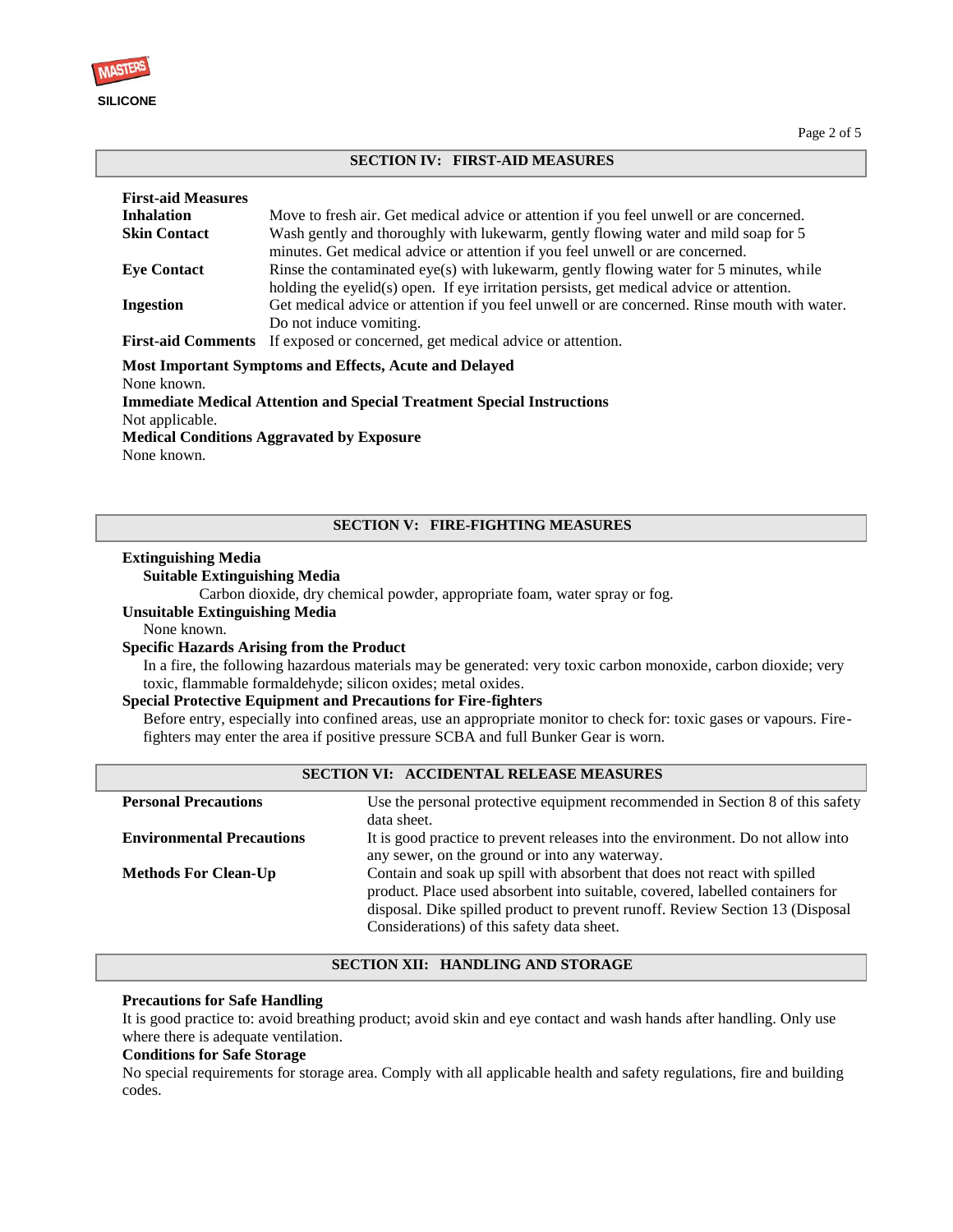## SECTION IV: FIRST-AID MEASURES

**First-aid Measures**

| | |
|---|---|
| **Inhalation** | Move to fresh air. Get medical advice or attention if you feel unwell or are concerned. |
| **Skin Contact** | Wash gently and thoroughly with lukewarm, gently flowing water and mild soap for 5 minutes. Get medical advice or attention if you feel unwell or are concerned. |
| **Eye Contact** | Rinse the contaminated eye(s) with lukewarm, gently flowing water for 5 minutes, while holding the eyelid(s) open. If eye irritation persists, get medical advice or attention. |
| **Ingestion** | Get medical advice or attention if you feel unwell or are concerned. Rinse mouth with water. Do not induce vomiting. |
| **First-aid Comments** | If exposed or concerned, get medical advice or attention. |

**Most Important Symptoms and Effects, Acute and Delayed**
None known.

**Immediate Medical Attention and Special Treatment Special Instructions**
Not applicable.

**Medical Conditions Aggravated by Exposure**
None known.

## SECTION V: FIRE-FIGHTING MEASURES

**Extinguishing Media**

**Suitable Extinguishing Media**
Carbon dioxide, dry chemical powder, appropriate foam, water spray or fog.

**Unsuitable Extinguishing Media**
None known.

**Specific Hazards Arising from the Product**
In a fire, the following hazardous materials may be generated: very toxic carbon monoxide, carbon dioxide; very toxic, flammable formaldehyde; silicon oxides; metal oxides.

**Special Protective Equipment and Precautions for Fire-fighters**
Before entry, especially into confined areas, use an appropriate monitor to check for: toxic gases or vapours. Fire-fighters may enter the area if positive pressure SCBA and full Bunker Gear is worn.

## SECTION VI: ACCIDENTAL RELEASE MEASURES

| | |
|---|---|
| **Personal Precautions** | Use the personal protective equipment recommended in Section 8 of this safety data sheet. |
| **Environmental Precautions** | It is good practice to prevent releases into the environment. Do not allow into any sewer, on the ground or into any waterway. |
| **Methods For Clean-Up** | Contain and soak up spill with absorbent that does not react with spilled product. Place used absorbent into suitable, covered, labelled containers for disposal. Dike spilled product to prevent runoff. Review Section 13 (Disposal Considerations) of this safety data sheet. |

## SECTION XII: HANDLING AND STORAGE

**Precautions for Safe Handling**
It is good practice to: avoid breathing product; avoid skin and eye contact and wash hands after handling. Only use where there is adequate ventilation.

**Conditions for Safe Storage**
No special requirements for storage area. Comply with all applicable health and safety regulations, fire and building codes.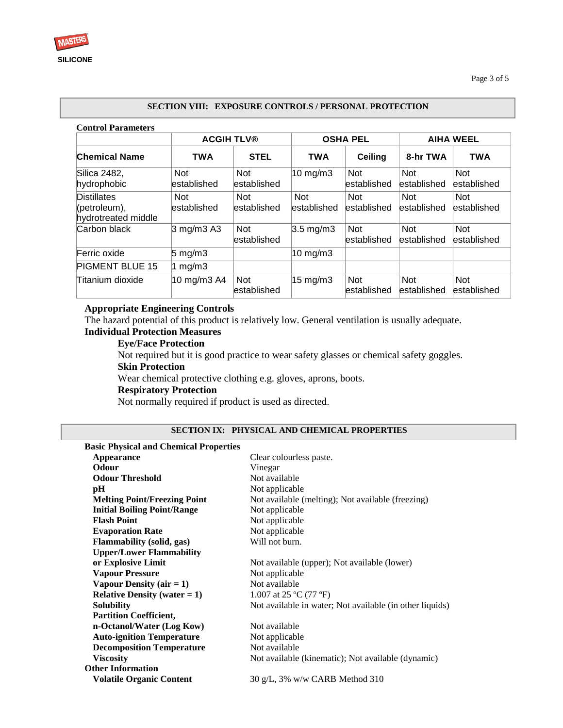## SECTION VIII: EXPOSURE CONTROLS / PERSONAL PROTECTION

**Control Parameters**

| | ACGIH TLV® | | OSHA PEL | | AIHA WEEL | |
|---|---|---|---|---|---|---|
| **Chemical Name** | **TWA** | **STEL** | **TWA** | **Ceiling** | **8-hr TWA** | **TWA** |
| Silica 2482, hydrophobic | Not established | Not established | 10 mg/m3 | Not established | Not established | Not established |
| Distillates (petroleum), hydrotreated middle | Not established | Not established | Not established | Not established | Not established | Not established |
| Carbon black | 3 mg/m3 A3 | Not established | 3.5 mg/m3 | Not established | Not established | Not established |
| Ferric oxide | 5 mg/m3 | | 10 mg/m3 | | | |
| PIGMENT BLUE 15 | 1 mg/m3 | | | | | |
| Titanium dioxide | 10 mg/m3 A4 | Not established | 15 mg/m3 | Not established | Not established | Not established |

**Appropriate Engineering Controls**

The hazard potential of this product is relatively low. General ventilation is usually adequate.

**Individual Protection Measures**

**Eye/Face Protection**

Not required but it is good practice to wear safety glasses or chemical safety goggles.

**Skin Protection**

Wear chemical protective clothing e.g. gloves, aprons, boots.

**Respiratory Protection**

Not normally required if product is used as directed.

## SECTION IX: PHYSICAL AND CHEMICAL PROPERTIES

**Basic Physical and Chemical Properties**

| | |
|---|---|
| **Appearance** | Clear colourless paste. |
| **Odour** | Vinegar |
| **Odour Threshold** | Not available |
| **pH** | Not applicable |
| **Melting Point/Freezing Point** | Not available (melting); Not available (freezing) |
| **Initial Boiling Point/Range** | Not applicable |
| **Flash Point** | Not applicable |
| **Evaporation Rate** | Not applicable |
| **Flammability (solid, gas)** | Will not burn. |
| **Upper/Lower Flammability or Explosive Limit** | Not available (upper); Not available (lower) |
| **Vapour Pressure** | Not applicable |
| **Vapour Density (air = 1)** | Not available |
| **Relative Density (water = 1)** | 1.007 at 25 ºC (77 ºF) |
| **Solubility** | Not available in water; Not available (in other liquids) |
| **Partition Coefficient, n-Octanol/Water (Log Kow)** | Not available |
| **Auto-ignition Temperature** | Not applicable |
| **Decomposition Temperature** | Not available |
| **Viscosity** | Not available (kinematic); Not available (dynamic) |

**Other Information**

| | |
|---|---|
| **Volatile Organic Content** | 30 g/L, 3% w/w CARB Method 310 |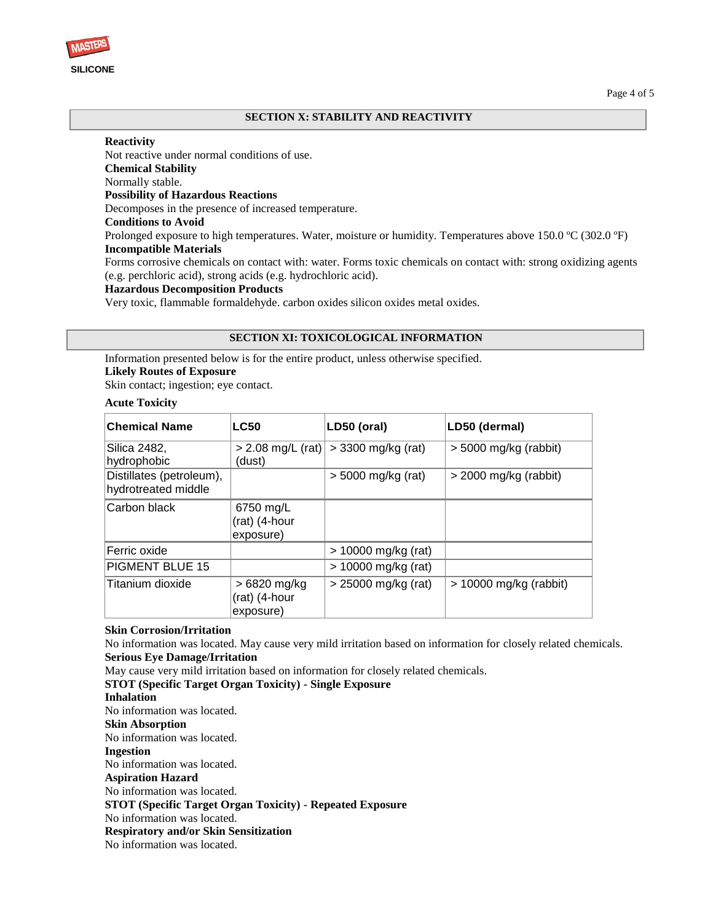## SECTION X: STABILITY AND REACTIVITY

**Reactivity**
Not reactive under normal conditions of use.
**Chemical Stability**
Normally stable.
**Possibility of Hazardous Reactions**
Decomposes in the presence of increased temperature.
**Conditions to Avoid**
Prolonged exposure to high temperatures. Water, moisture or humidity. Temperatures above 150.0 ºC (302.0 ºF)
**Incompatible Materials**
Forms corrosive chemicals on contact with: water. Forms toxic chemicals on contact with: strong oxidizing agents (e.g. perchloric acid), strong acids (e.g. hydrochloric acid).
**Hazardous Decomposition Products**
Very toxic, flammable formaldehyde. carbon oxides silicon oxides metal oxides.

## SECTION XI: TOXICOLOGICAL INFORMATION

Information presented below is for the entire product, unless otherwise specified.
**Likely Routes of Exposure**
Skin contact; ingestion; eye contact.

**Acute Toxicity**

| Chemical Name | LC50 | LD50 (oral) | LD50 (dermal) |
|---|---|---|---|
| Silica 2482, hydrophobic | > 2.08 mg/L (rat) (dust) | > 3300 mg/kg (rat) | > 5000 mg/kg (rabbit) |
| Distillates (petroleum), hydrotreated middle | | > 5000 mg/kg (rat) | > 2000 mg/kg (rabbit) |
| Carbon black | 6750 mg/L (rat) (4-hour exposure) | | |
| Ferric oxide | | > 10000 mg/kg (rat) | |
| PIGMENT BLUE 15 | | > 10000 mg/kg (rat) | |
| Titanium dioxide | > 6820 mg/kg (rat) (4-hour exposure) | > 25000 mg/kg (rat) | > 10000 mg/kg (rabbit) |

**Skin Corrosion/Irritation**
No information was located. May cause very mild irritation based on information for closely related chemicals.
**Serious Eye Damage/Irritation**
May cause very mild irritation based on information for closely related chemicals.
**STOT (Specific Target Organ Toxicity) - Single Exposure**
**Inhalation**
No information was located.
**Skin Absorption**
No information was located.
**Ingestion**
No information was located.
**Aspiration Hazard**
No information was located.
**STOT (Specific Target Organ Toxicity) - Repeated Exposure**
No information was located.
**Respiratory and/or Skin Sensitization**
No information was located.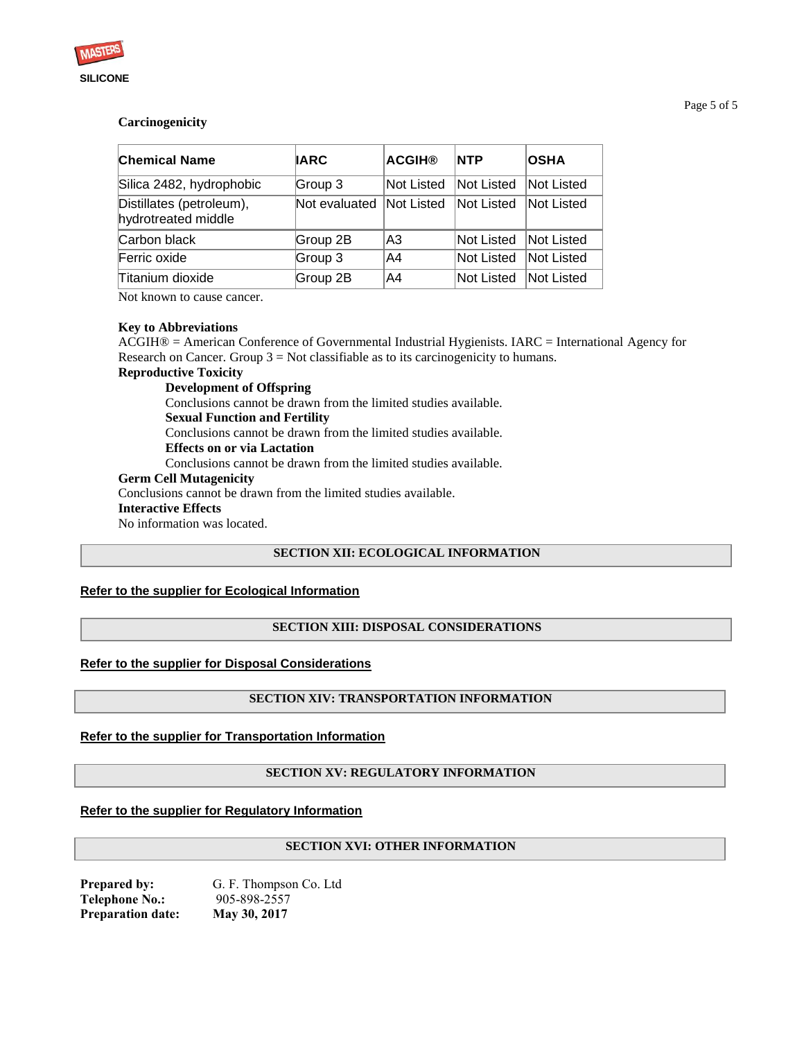### Carcinogenicity

| Chemical Name | IARC | ACGIH® | NTP | OSHA |
|---|---|---|---|---|
| Silica 2482, hydrophobic | Group 3 | Not Listed | Not Listed | Not Listed |
| Distillates (petroleum), hydrotreated middle | Not evaluated | Not Listed | Not Listed | Not Listed |
| Carbon black | Group 2B | A3 | Not Listed | Not Listed |
| Ferric oxide | Group 3 | A4 | Not Listed | Not Listed |
| Titanium dioxide | Group 2B | A4 | Not Listed | Not Listed |

Not known to cause cancer.

**Key to Abbreviations**

ACGIH® = American Conference of Governmental Industrial Hygienists. IARC = International Agency for Research on Cancer. Group 3 = Not classifiable as to its carcinogenicity to humans.

**Reproductive Toxicity**

**Development of Offspring**

Conclusions cannot be drawn from the limited studies available.

**Sexual Function and Fertility**

Conclusions cannot be drawn from the limited studies available.

**Effects on or via Lactation**

Conclusions cannot be drawn from the limited studies available.

**Germ Cell Mutagenicity**

Conclusions cannot be drawn from the limited studies available.

**Interactive Effects**

No information was located.

## SECTION XII: ECOLOGICAL INFORMATION

**Refer to the supplier for Ecological Information**

## SECTION XIII: DISPOSAL CONSIDERATIONS

**Refer to the supplier for Disposal Considerations**

## SECTION XIV: TRANSPORTATION INFORMATION

**Refer to the supplier for Transportation Information**

## SECTION XV: REGULATORY INFORMATION

**Refer to the supplier for Regulatory Information**

## SECTION XVI: OTHER INFORMATION

**Prepared by:** G. F. Thompson Co. Ltd
**Telephone No.:** 905-898-2557
**Preparation date:** **May 30, 2017**